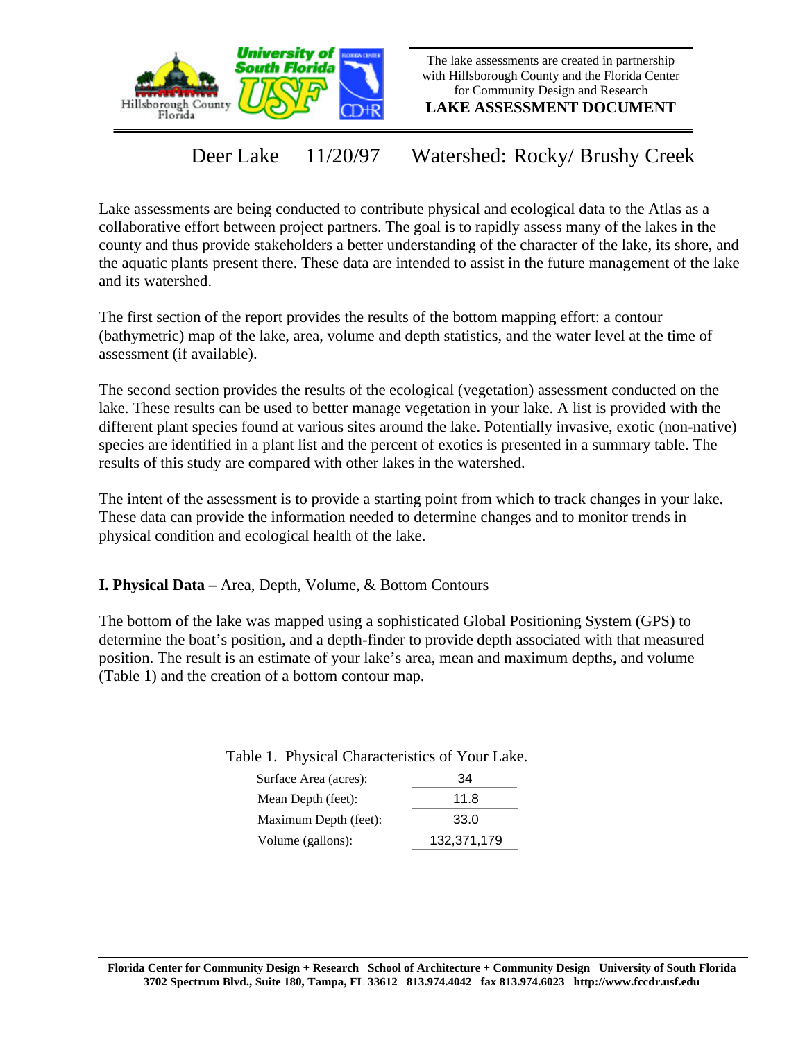The lake assessments are created in partnership with Hillsborough County and the Florida Center for Community Design and Research

**LAKE ASSESSMENT DOCUMENT**

# Deer Lake 11/20/97 Watershed: Rocky/ Brushy Creek

Lake assessments are being conducted to contribute physical and ecological data to the Atlas as a collaborative effort between project partners. The goal is to rapidly assess many of the lakes in the county and thus provide stakeholders a better understanding of the character of the lake, its shore, and the aquatic plants present there. These data are intended to assist in the future management of the lake and its watershed.

The first section of the report provides the results of the bottom mapping effort: a contour (bathymetric) map of the lake, area, volume and depth statistics, and the water level at the time of assessment (if available).

The second section provides the results of the ecological (vegetation) assessment conducted on the lake. These results can be used to better manage vegetation in your lake. A list is provided with the different plant species found at various sites around the lake. Potentially invasive, exotic (non-native) species are identified in a plant list and the percent of exotics is presented in a summary table. The results of this study are compared with other lakes in the watershed.

The intent of the assessment is to provide a starting point from which to track changes in your lake. These data can provide the information needed to determine changes and to monitor trends in physical condition and ecological health of the lake.

## I. Physical Data – Area, Depth, Volume, & Bottom Contours

The bottom of the lake was mapped using a sophisticated Global Positioning System (GPS) to determine the boat's position, and a depth-finder to provide depth associated with that measured position. The result is an estimate of your lake's area, mean and maximum depths, and volume (Table 1) and the creation of a bottom contour map.

Table 1. Physical Characteristics of Your Lake.

| | |
|---|---|
| Surface Area (acres): | 34 |
| Mean Depth (feet): | 11.8 |
| Maximum Depth (feet): | 33.0 |
| Volume (gallons): | 132,371,179 |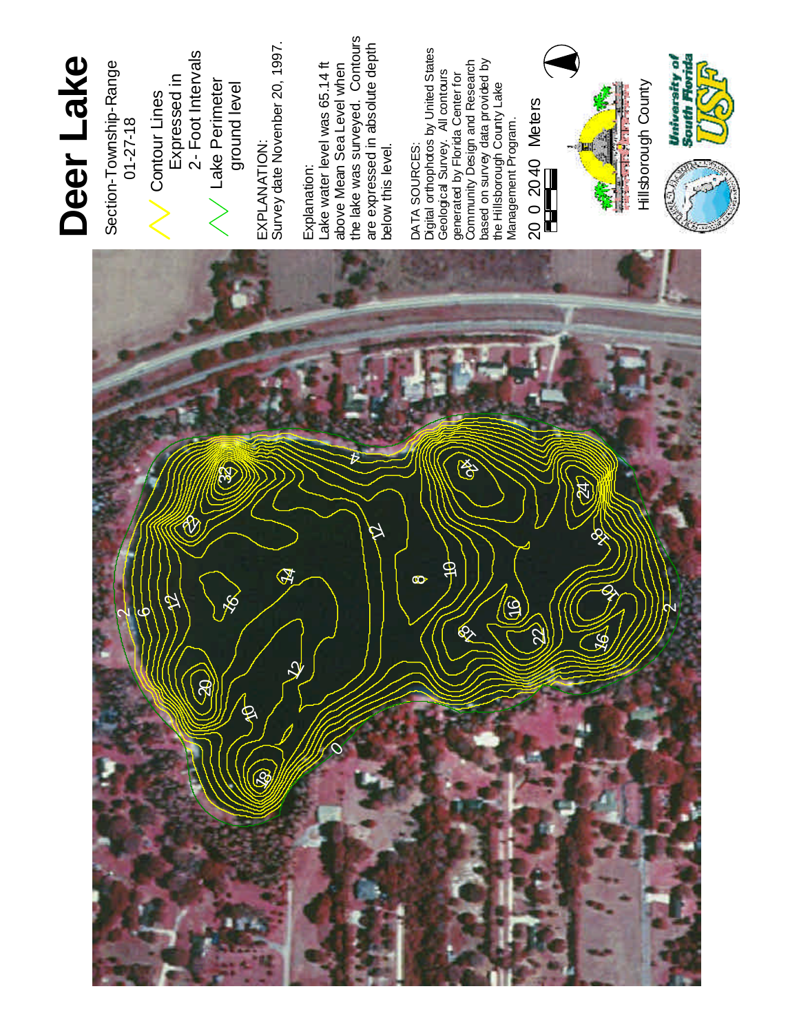# Deer Lake

Section-Township-Range
01-27-18

Contour Lines
Expressed in
2- Foot Intervals

Lake Perimeter
ground level

EXPLANATION:
Survey date Novenber 20, 1997.

Explanation:
Lake water level was 65.14 ft above Mean Sea Level when the lake was surveyed. Contours are expressed in absolute depth below this level.

DATA SOURCES:
Digital orthophotos by United States Geological Survey. All contours generated by Florida Center for Community Design and Research based on survey data provided by the Hillsborough County Lake Management Program.

20 0 20 40 Meters

Hillsborough County

University of South Florida USF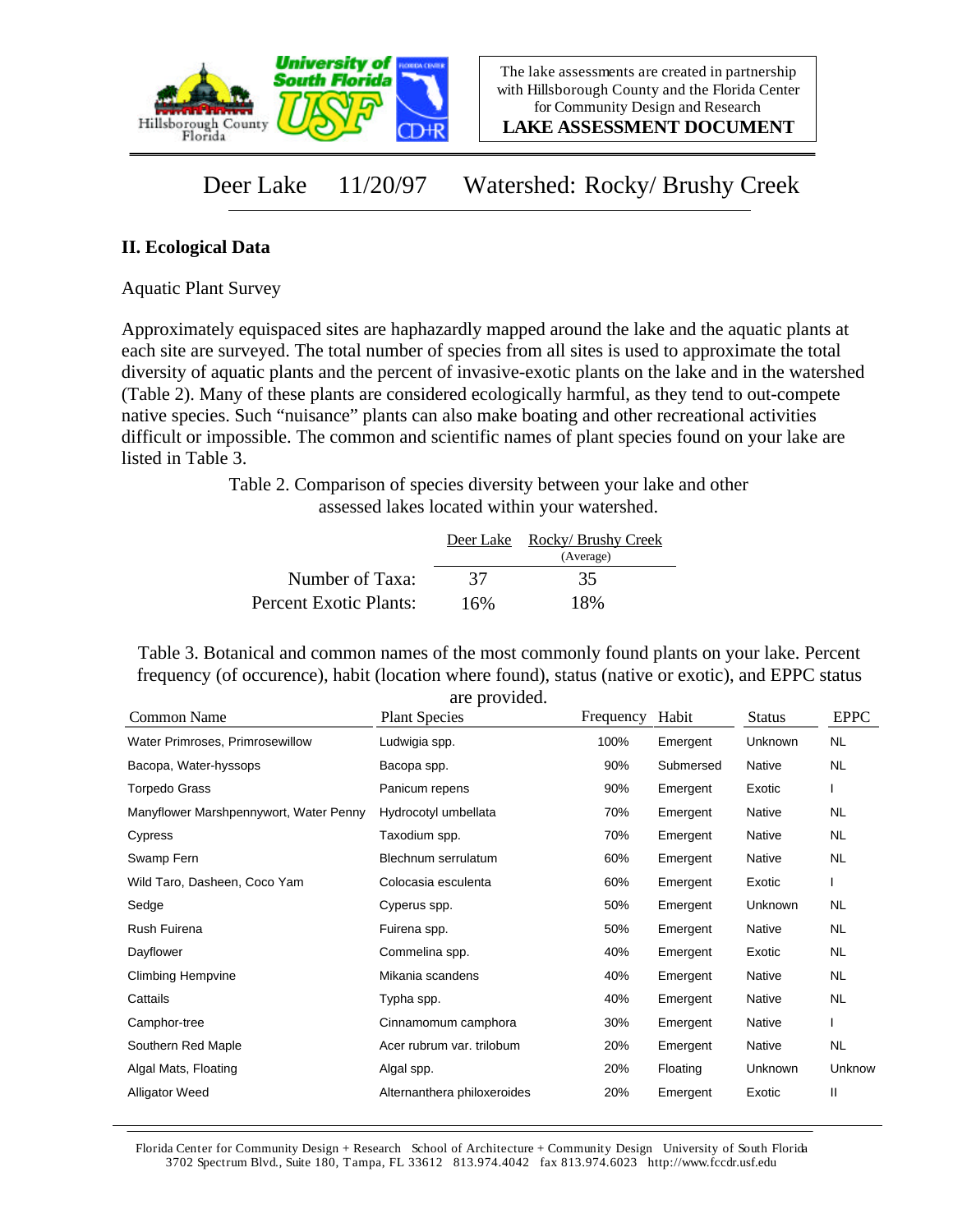Deer Lake 11/20/97 Watershed: Rocky/ Brushy Creek

## II. Ecological Data

Aquatic Plant Survey

Approximately equispaced sites are haphazardly mapped around the lake and the aquatic plants at each site are surveyed. The total number of species from all sites is used to approximate the total diversity of aquatic plants and the percent of invasive-exotic plants on the lake and in the watershed (Table 2). Many of these plants are considered ecologically harmful, as they tend to out-compete native species. Such "nuisance" plants can also make boating and other recreational activities difficult or impossible. The common and scientific names of plant species found on your lake are listed in Table 3.

Table 2. Comparison of species diversity between your lake and other assessed lakes located within your watershed.

| | Deer Lake | Rocky/ Brushy Creek (Average) |
|---|---|---|
| Number of Taxa: | 37 | 35 |
| Percent Exotic Plants: | 16% | 18% |

Table 3. Botanical and common names of the most commonly found plants on your lake. Percent frequency (of occurence), habit (location where found), status (native or exotic), and EPPC status are provided.

| Common Name | Plant Species | Frequency | Habit | Status | EPPC |
|---|---|---|---|---|---|
| Water Primroses, Primrosewillow | Ludwigia spp. | 100% | Emergent | Unknown | NL |
| Bacopa, Water-hyssops | Bacopa spp. | 90% | Submersed | Native | NL |
| Torpedo Grass | Panicum repens | 90% | Emergent | Exotic | I |
| Manyflower Marshpennywort, Water Penny | Hydrocotyl umbellata | 70% | Emergent | Native | NL |
| Cypress | Taxodium spp. | 70% | Emergent | Native | NL |
| Swamp Fern | Blechnum serrulatum | 60% | Emergent | Native | NL |
| Wild Taro, Dasheen, Coco Yam | Colocasia esculenta | 60% | Emergent | Exotic | I |
| Sedge | Cyperus spp. | 50% | Emergent | Unknown | NL |
| Rush Fuirena | Fuirena spp. | 50% | Emergent | Native | NL |
| Dayflower | Commelina spp. | 40% | Emergent | Exotic | NL |
| Climbing Hempvine | Mikania scandens | 40% | Emergent | Native | NL |
| Cattails | Typha spp. | 40% | Emergent | Native | NL |
| Camphor-tree | Cinnamomum camphora | 30% | Emergent | Native | I |
| Southern Red Maple | Acer rubrum var. trilobum | 20% | Emergent | Native | NL |
| Algal Mats, Floating | Algal spp. | 20% | Floating | Unknown | Unknow |
| Alligator Weed | Alternanthera philoxeroides | 20% | Emergent | Exotic | II |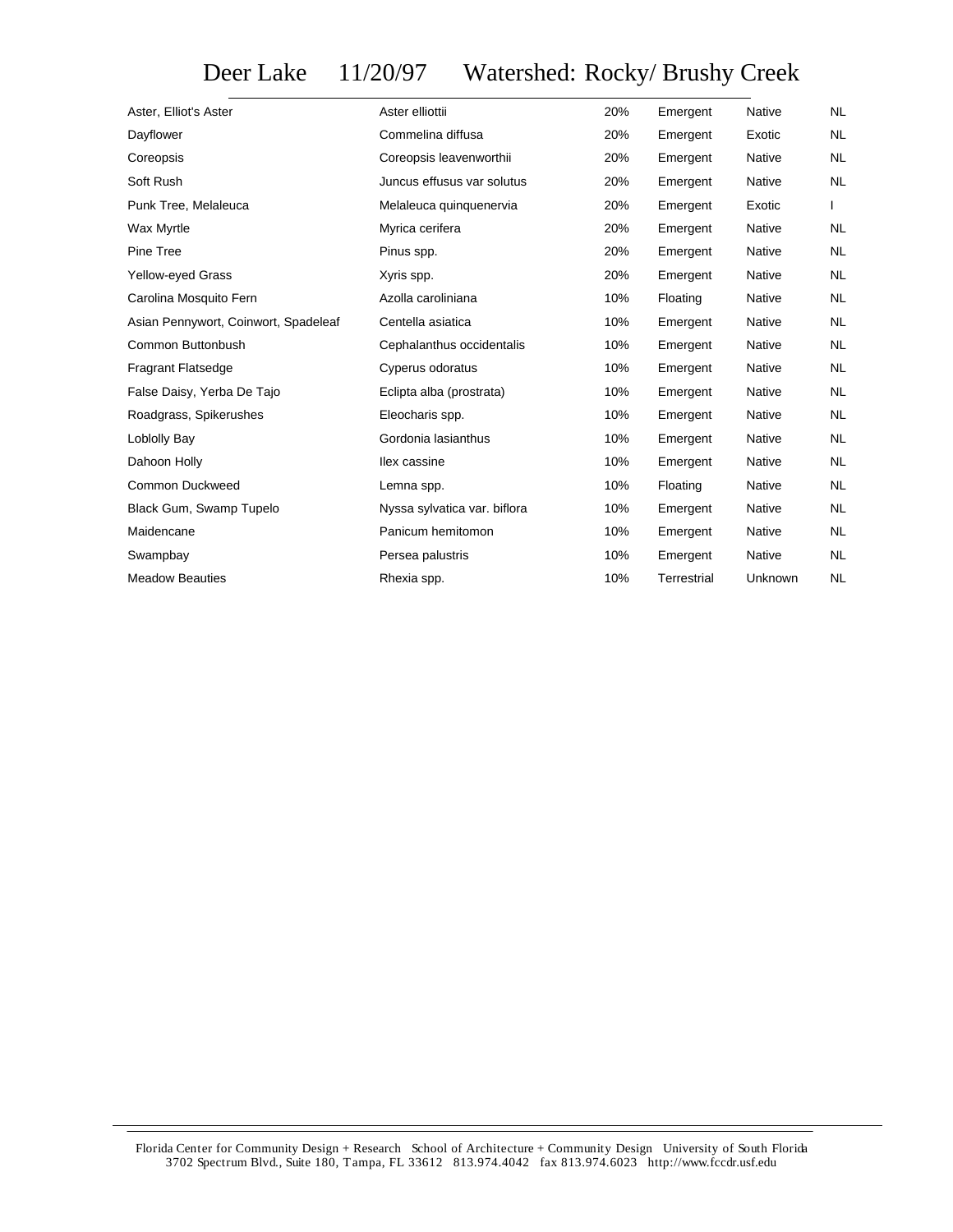# Deer Lake 11/20/97 Watershed: Rocky/ Brushy Creek

| Common Name | Scientific Name | Cover | Type | Origin | Status |
|---|---|---|---|---|---|
| Aster, Elliot's Aster | Aster elliottii | 20% | Emergent | Native | NL |
| Dayflower | Commelina diffusa | 20% | Emergent | Exotic | NL |
| Coreopsis | Coreopsis leavenworthii | 20% | Emergent | Native | NL |
| Soft Rush | Juncus effusus var solutus | 20% | Emergent | Native | NL |
| Punk Tree, Melaleuca | Melaleuca quinquenervia | 20% | Emergent | Exotic | I |
| Wax Myrtle | Myrica cerifera | 20% | Emergent | Native | NL |
| Pine Tree | Pinus spp. | 20% | Emergent | Native | NL |
| Yellow-eyed Grass | Xyris spp. | 20% | Emergent | Native | NL |
| Carolina Mosquito Fern | Azolla caroliniana | 10% | Floating | Native | NL |
| Asian Pennywort, Coinwort, Spadeleaf | Centella asiatica | 10% | Emergent | Native | NL |
| Common Buttonbush | Cephalanthus occidentalis | 10% | Emergent | Native | NL |
| Fragrant Flatsedge | Cyperus odoratus | 10% | Emergent | Native | NL |
| False Daisy, Yerba De Tajo | Eclipta alba (prostrata) | 10% | Emergent | Native | NL |
| Roadgrass, Spikerushes | Eleocharis spp. | 10% | Emergent | Native | NL |
| Loblolly Bay | Gordonia lasianthus | 10% | Emergent | Native | NL |
| Dahoon Holly | Ilex cassine | 10% | Emergent | Native | NL |
| Common Duckweed | Lemna spp. | 10% | Floating | Native | NL |
| Black Gum, Swamp Tupelo | Nyssa sylvatica var. biflora | 10% | Emergent | Native | NL |
| Maidencane | Panicum hemitomon | 10% | Emergent | Native | NL |
| Swampbay | Persea palustris | 10% | Emergent | Native | NL |
| Meadow Beauties | Rhexia spp. | 10% | Terrestrial | Unknown | NL |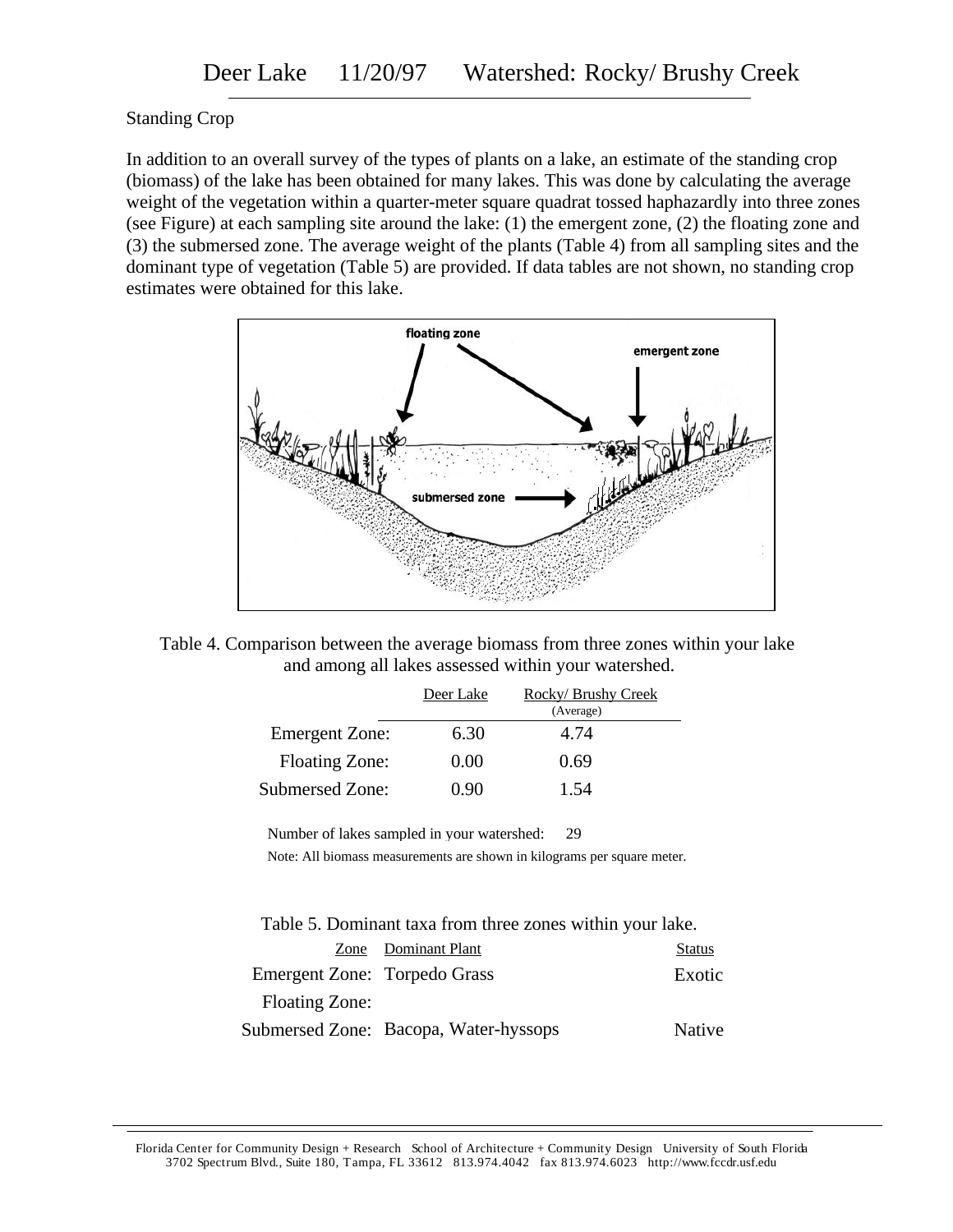# Deer Lake 11/20/97 Watershed: Rocky/ Brushy Creek

Standing Crop

In addition to an overall survey of the types of plants on a lake, an estimate of the standing crop (biomass) of the lake has been obtained for many lakes. This was done by calculating the average weight of the vegetation within a quarter-meter square quadrat tossed haphazardly into three zones (see Figure) at each sampling site around the lake: (1) the emergent zone, (2) the floating zone and (3) the submersed zone. The average weight of the plants (Table 4) from all sampling sites and the dominant type of vegetation (Table 5) are provided. If data tables are not shown, no standing crop estimates were obtained for this lake.

floating zone

emergent zone

submersed zone

Table 4. Comparison between the average biomass from three zones within your lake and among all lakes assessed within your watershed.

| | Deer Lake | Rocky/ Brushy Creek (Average) |
|---|---|---|
| Emergent Zone: | 6.30 | 4.74 |
| Floating Zone: | 0.00 | 0.69 |
| Submersed Zone: | 0.90 | 1.54 |

Number of lakes sampled in your watershed: 29

Note: All biomass measurements are shown in kilograms per square meter.

Table 5. Dominant taxa from three zones within your lake.

| Zone | Dominant Plant | Status |
|---|---|---|
| Emergent Zone: | Torpedo Grass | Exotic |
| Floating Zone: | | |
| Submersed Zone: | Bacopa, Water-hyssops | Native |